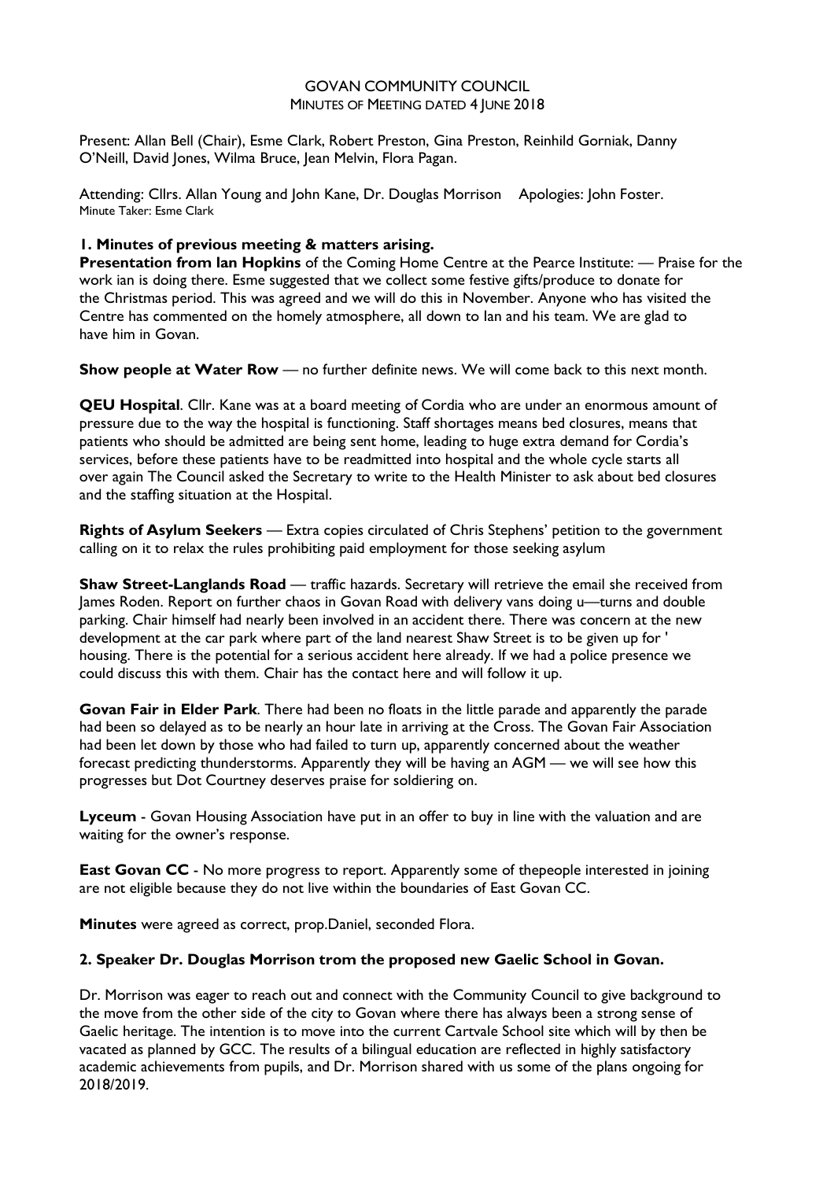GOVAN COMMUNITY COUNCIL
MINUTES OF MEETING DATED 4 JUNE 2018

Present: Allan Bell (Chair), Esme Clark, Robert Preston, Gina Preston, Reinhild Gorniak, Danny O'Neill, David Jones, Wilma Bruce, Jean Melvin, Flora Pagan.

Attending: Cllrs. Allan Young and John Kane, Dr. Douglas Morrison Apologies: John Foster.
Minute Taker: Esme Clark

## 1. Minutes of previous meeting & matters arising.

**Presentation from Ian Hopkins** of the Coming Home Centre at the Pearce Institute: — Praise for the work ian is doing there. Esme suggested that we collect some festive gifts/produce to donate for the Christmas period. This was agreed and we will do this in November. Anyone who has visited the Centre has commented on the homely atmosphere, all down to Ian and his team. We are glad to have him in Govan.

**Show people at Water Row** — no further definite news. We will come back to this next month.

**QEU Hospital**. Cllr. Kane was at a board meeting of Cordia who are under an enormous amount of pressure due to the way the hospital is functioning. Staff shortages means bed closures, means that patients who should be admitted are being sent home, leading to huge extra demand for Cordia's services, before these patients have to be readmitted into hospital and the whole cycle starts all over again The Council asked the Secretary to write to the Health Minister to ask about bed closures and the staffing situation at the Hospital.

**Rights of Asylum Seekers** — Extra copies circulated of Chris Stephens' petition to the government calling on it to relax the rules prohibiting paid employment for those seeking asylum

**Shaw Street-Langlands Road** — traffic hazards. Secretary will retrieve the email she received from James Roden. Report on further chaos in Govan Road with delivery vans doing u—turns and double parking. Chair himself had nearly been involved in an accident there. There was concern at the new development at the car park where part of the land nearest Shaw Street is to be given up for ' housing. There is the potential for a serious accident here already. If we had a police presence we could discuss this with them. Chair has the contact here and will follow it up.

**Govan Fair in Elder Park**. There had been no floats in the little parade and apparently the parade had been so delayed as to be nearly an hour late in arriving at the Cross. The Govan Fair Association had been let down by those who had failed to turn up, apparently concerned about the weather forecast predicting thunderstorms. Apparently they will be having an AGM — we will see how this progresses but Dot Courtney deserves praise for soldiering on.

**Lyceum** - Govan Housing Association have put in an offer to buy in line with the valuation and are waiting for the owner's response.

**East Govan CC** - No more progress to report. Apparently some of thepeople interested in joining are not eligible because they do not live within the boundaries of East Govan CC.

**Minutes** were agreed as correct, prop.Daniel, seconded Flora.

## 2. Speaker Dr. Douglas Morrison trom the proposed new Gaelic School in Govan.

Dr. Morrison was eager to reach out and connect with the Community Council to give background to the move from the other side of the city to Govan where there has always been a strong sense of Gaelic heritage. The intention is to move into the current Cartvale School site which will by then be vacated as planned by GCC. The results of a bilingual education are reflected in highly satisfactory academic achievements from pupils, and Dr. Morrison shared with us some of the plans ongoing for 2018/2019.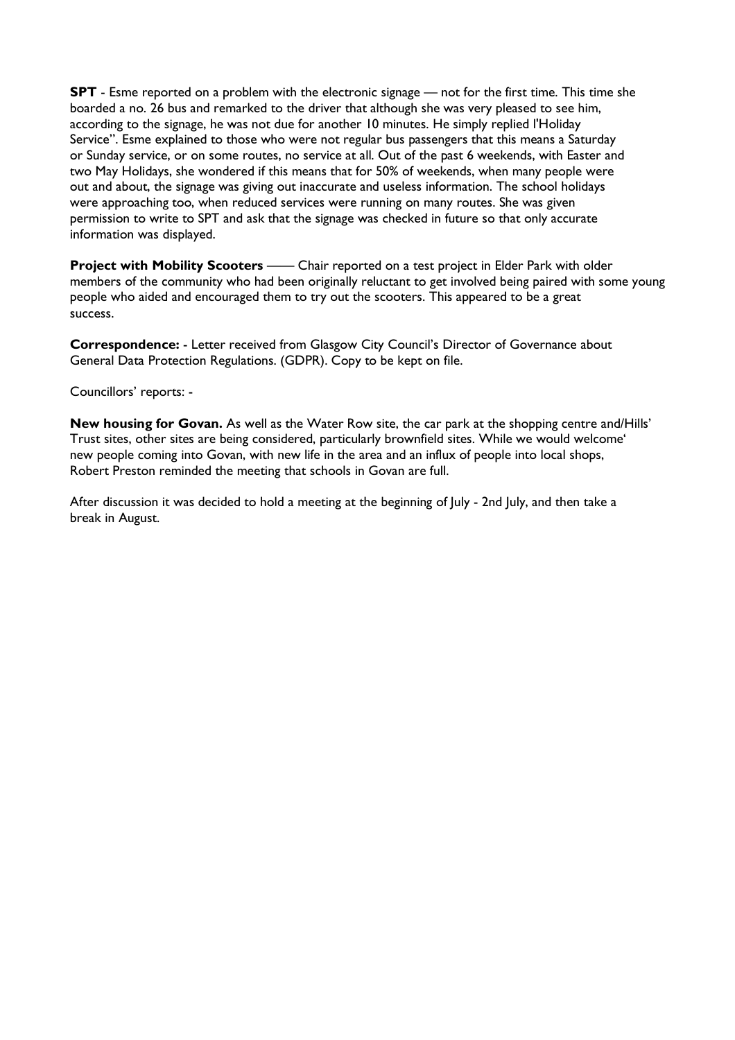**SPT** - Esme reported on a problem with the electronic signage — not for the first time. This time she boarded a no. 26 bus and remarked to the driver that although she was very pleased to see him, according to the signage, he was not due for another 10 minutes. He simply replied I'Holiday Service". Esme explained to those who were not regular bus passengers that this means a Saturday or Sunday service, or on some routes, no service at all. Out of the past 6 weekends, with Easter and two May Holidays, she wondered if this means that for 50% of weekends, when many people were out and about, the signage was giving out inaccurate and useless information. The school holidays were approaching too, when reduced services were running on many routes. She was given permission to write to SPT and ask that the signage was checked in future so that only accurate information was displayed.

**Project with Mobility Scooters** —— Chair reported on a test project in Elder Park with older members of the community who had been originally reluctant to get involved being paired with some young people who aided and encouraged them to try out the scooters. This appeared to be a great success.

**Correspondence:** - Letter received from Glasgow City Council's Director of Governance about General Data Protection Regulations. (GDPR). Copy to be kept on file.

Councillors' reports: -

**New housing for Govan.** As well as the Water Row site, the car park at the shopping centre and/Hills' Trust sites, other sites are being considered, particularly brownfield sites. While we would welcome' new people coming into Govan, with new life in the area and an influx of people into local shops, Robert Preston reminded the meeting that schools in Govan are full.

After discussion it was decided to hold a meeting at the beginning of July - 2nd July, and then take a break in August.